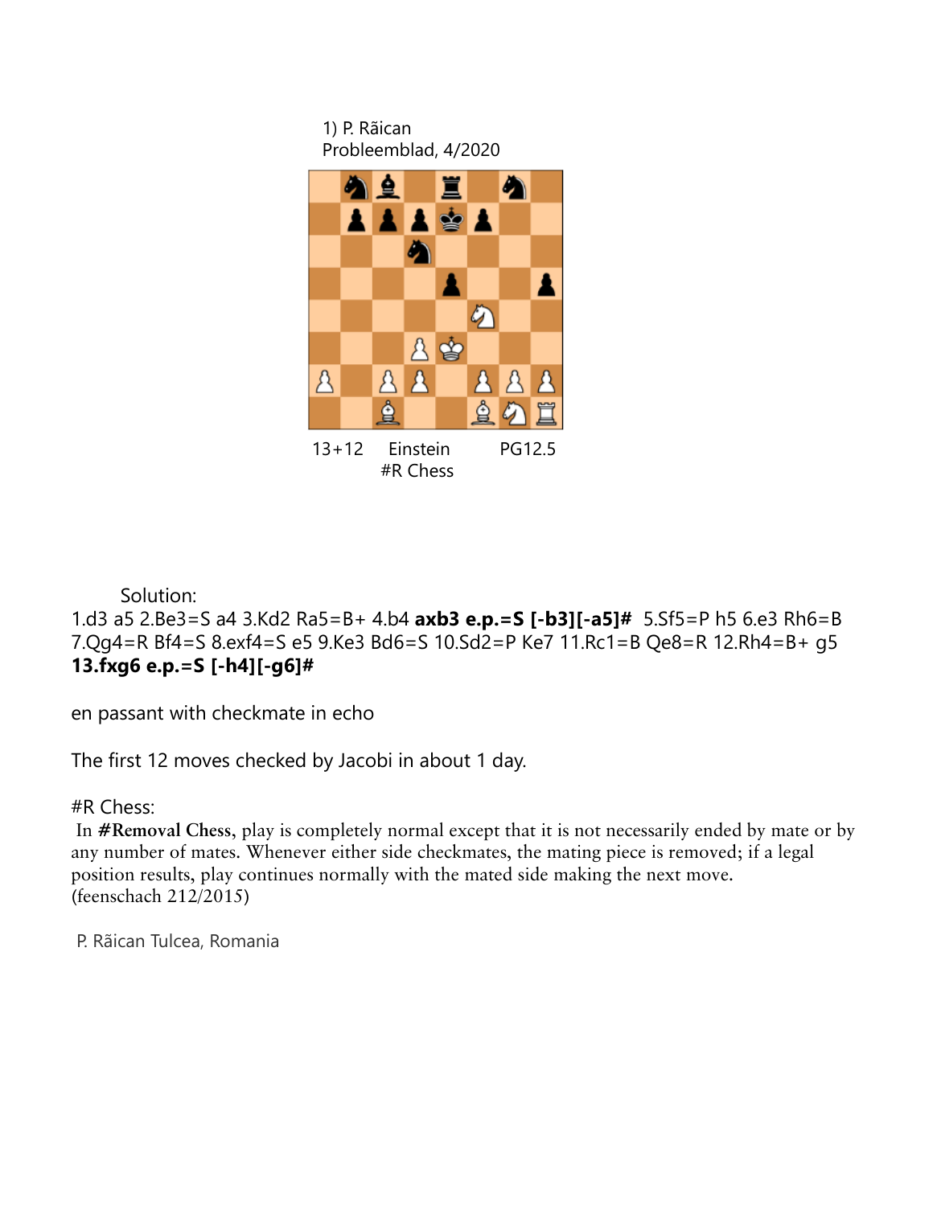1) P. Răican
Probleemblad, 4/2020

13+12 Einstein PG12.5
#R Chess

Solution:
1.d3 a5 2.Be3=S a4 3.Kd2 Ra5=B+ 4.b4 **axb3 e.p.=S [-b3][-a5]#** 5.Sf5=P h5 6.e3 Rh6=B 7.Qg4=R Bf4=S 8.exf4=S e5 9.Ke3 Bd6=S 10.Sd2=P Ke7 11.Rc1=B Qe8=R 12.Rh4=B+ g5 **13.fxg6 e.p.=S [-h4][-g6]#**

en passant with checkmate in echo

The first 12 moves checked by Jacobi in about 1 day.

#R Chess:
In **#Removal Chess**, play is completely normal except that it is not necessarily ended by mate or by any number of mates. Whenever either side checkmates, the mating piece is removed; if a legal position results, play continues normally with the mated side making the next move.
(feenschach 212/2015)

P. Răican Tulcea, Romania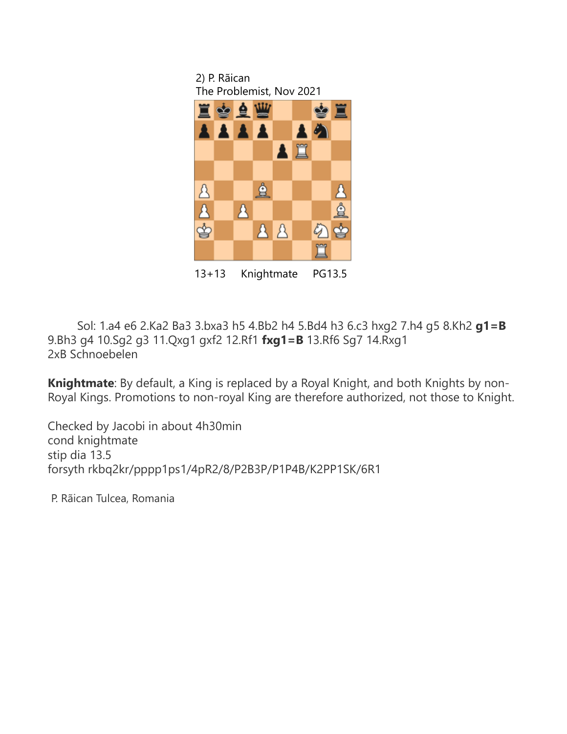2) P. Rãican
The Problemist, Nov 2021

13+13 Knightmate PG13.5

Sol: 1.a4 e6 2.Ka2 Ba3 3.bxa3 h5 4.Bb2 h4 5.Bd4 h3 6.c3 hxg2 7.h4 g5 8.Kh2 **g1=B** 9.Bh3 g4 10.Sg2 g3 11.Qxg1 gxf2 12.Rf1 **fxg1=B** 13.Rf6 Sg7 14.Rxg1
2xB Schnoebelen

**Knightmate**: By default, a King is replaced by a Royal Knight, and both Knights by non-Royal Kings. Promotions to non-royal King are therefore authorized, not those to Knight.

Checked by Jacobi in about 4h30min
cond knightmate
stip dia 13.5
forsyth rkbq2kr/pppp1ps1/4pR2/8/P2B3P/P1P4B/K2PP1SK/6R1

P. Rãican Tulcea, Romania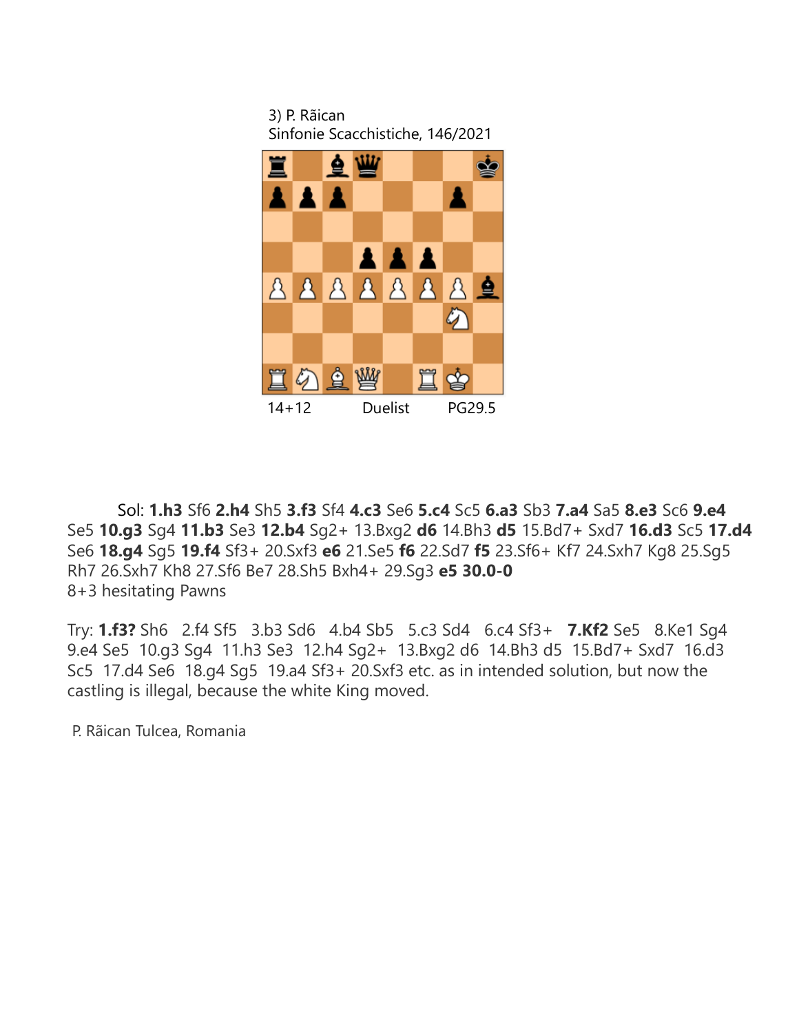3) P. Rãican
Sinfonie Scacchistiche, 146/2021

14+12 Duelist PG29.5

Sol: **1.h3** Sf6 **2.h4** Sh5 **3.f3** Sf4 **4.c3** Se6 **5.c4** Sc5 **6.a3** Sb3 **7.a4** Sa5 **8.e3** Sc6 **9.e4** Se5 **10.g3** Sg4 **11.b3** Se3 **12.b4** Sg2+ 13.Bxg2 **d6** 14.Bh3 **d5** 15.Bd7+ Sxd7 **16.d3** Sc5 **17.d4** Se6 **18.g4** Sg5 **19.f4** Sf3+ 20.Sxf3 **e6** 21.Se5 **f6** 22.Sd7 **f5** 23.Sf6+ Kf7 24.Sxh7 Kg8 25.Sg5 Rh7 26.Sxh7 Kh8 27.Sf6 Be7 28.Sh5 Bxh4+ 29.Sg3 **e5** **30.0-0**
8+3 hesitating Pawns

Try: **1.f3?** Sh6 2.f4 Sf5 3.b3 Sd6 4.b4 Sb5 5.c3 Sd4 6.c4 Sf3+ **7.Kf2** Se5 8.Ke1 Sg4 9.e4 Se5 10.g3 Sg4 11.h3 Se3 12.h4 Sg2+ 13.Bxg2 d6 14.Bh3 d5 15.Bd7+ Sxd7 16.d3 Sc5 17.d4 Se6 18.g4 Sg5 19.a4 Sf3+ 20.Sxf3 etc. as in intended solution, but now the castling is illegal, because the white King moved.

P. Rãican Tulcea, Romania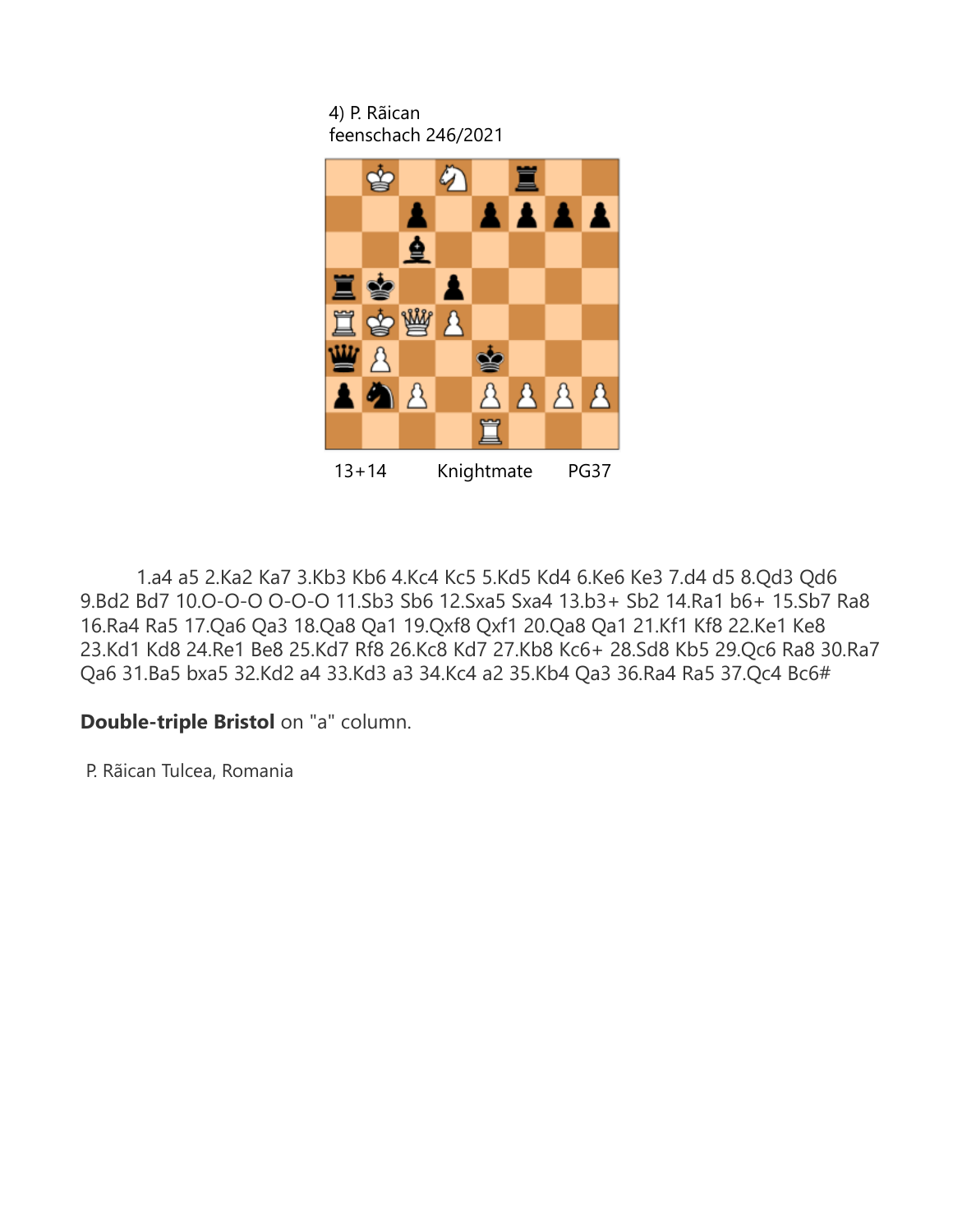4) P. Răican
feenschach 246/2021

13+14 Knightmate PG37

1.a4 a5 2.Ka2 Ka7 3.Kb3 Kb6 4.Kc4 Kc5 5.Kd5 Kd4 6.Ke6 Ke3 7.d4 d5 8.Qd3 Qd6 9.Bd2 Bd7 10.O-O-O O-O-O 11.Sb3 Sb6 12.Sxa5 Sxa4 13.b3+ Sb2 14.Ra1 b6+ 15.Sb7 Ra8 16.Ra4 Ra5 17.Qa6 Qa3 18.Qa8 Qa1 19.Qxf8 Qxf1 20.Qa8 Qa1 21.Kf1 Kf8 22.Ke1 Ke8 23.Kd1 Kd8 24.Re1 Be8 25.Kd7 Rf8 26.Kc8 Kd7 27.Kb8 Kc6+ 28.Sd8 Kb5 29.Qc6 Ra8 30.Ra7 Qa6 31.Ba5 bxa5 32.Kd2 a4 33.Kd3 a3 34.Kc4 a2 35.Kb4 Qa3 36.Ra4 Ra5 37.Qc4 Bc6#

**Double-triple Bristol** on "a" column.

P. Răican Tulcea, Romania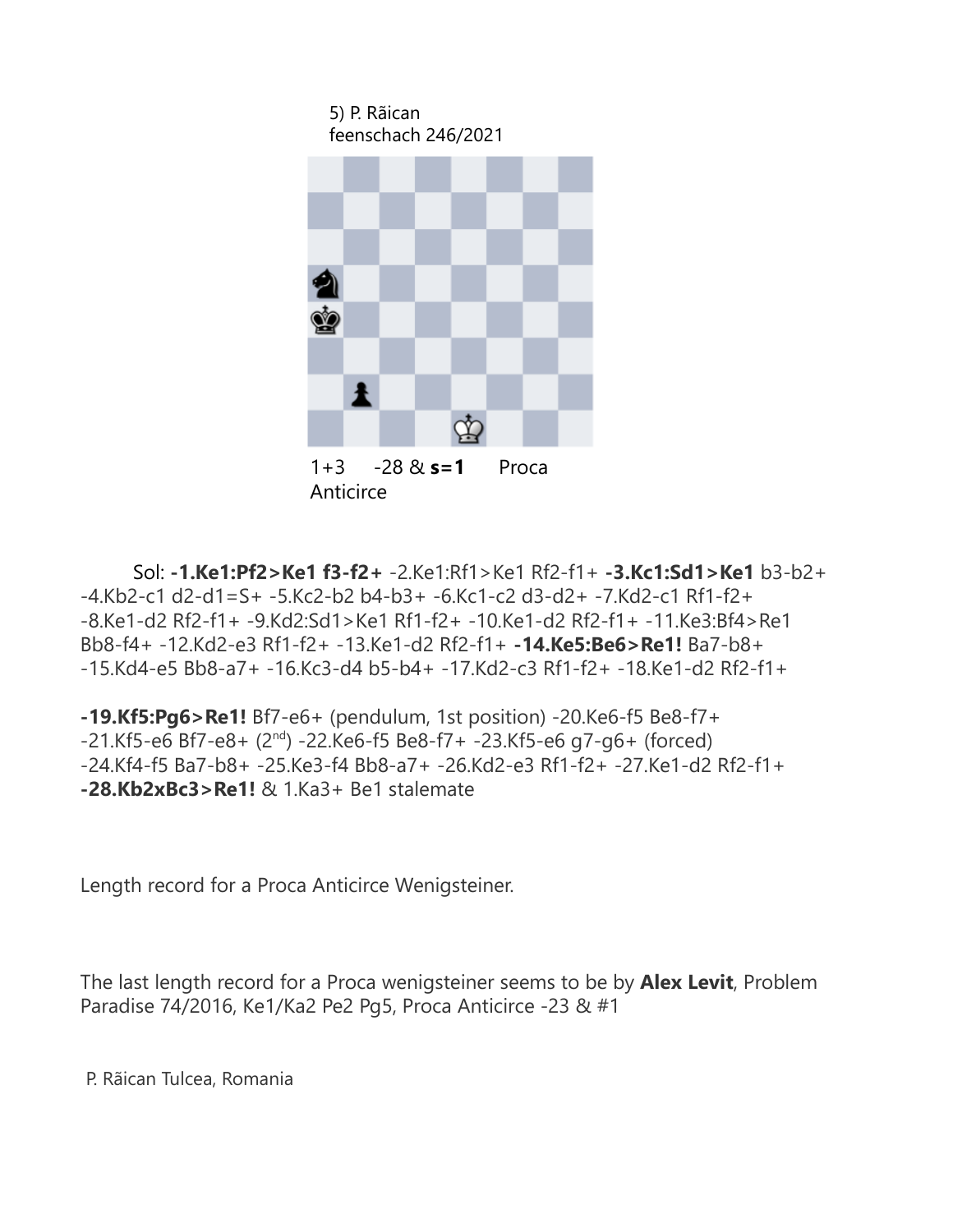5) P. Rãican
feenschach 246/2021

1+3 -28 & **s=1** Proca
Anticirce

Sol: **-1.Ke1:Pf2>Ke1 f3-f2+** -2.Ke1:Rf1>Ke1 Rf2-f1+ **-3.Kc1:Sd1>Ke1** b3-b2+ -4.Kb2-c1 d2-d1=S+ -5.Kc2-b2 b4-b3+ -6.Kc1-c2 d3-d2+ -7.Kd2-c1 Rf1-f2+ -8.Ke1-d2 Rf2-f1+ -9.Kd2:Sd1>Ke1 Rf1-f2+ -10.Ke1-d2 Rf2-f1+ -11.Ke3:Bf4>Re1 Bb8-f4+ -12.Kd2-e3 Rf1-f2+ -13.Ke1-d2 Rf2-f1+ **-14.Ke5:Be6>Re1!** Ba7-b8+ -15.Kd4-e5 Bb8-a7+ -16.Kc3-d4 b5-b4+ -17.Kd2-c3 Rf1-f2+ -18.Ke1-d2 Rf2-f1+

**-19.Kf5:Pg6>Re1!** Bf7-e6+ (pendulum, 1st position) -20.Ke6-f5 Be8-f7+ -21.Kf5-e6 Bf7-e8+ (2nd) -22.Ke6-f5 Be8-f7+ -23.Kf5-e6 g7-g6+ (forced) -24.Kf4-f5 Ba7-b8+ -25.Ke3-f4 Bb8-a7+ -26.Kd2-e3 Rf1-f2+ -27.Ke1-d2 Rf2-f1+ **-28.Kb2xBc3>Re1!** & 1.Ka3+ Be1 stalemate

Length record for a Proca Anticirce Wenigsteiner.

The last length record for a Proca wenigsteiner seems to be by **Alex Levit**, Problem Paradise 74/2016, Ke1/Ka2 Pe2 Pg5, Proca Anticirce -23 & #1

P. Rãican Tulcea, Romania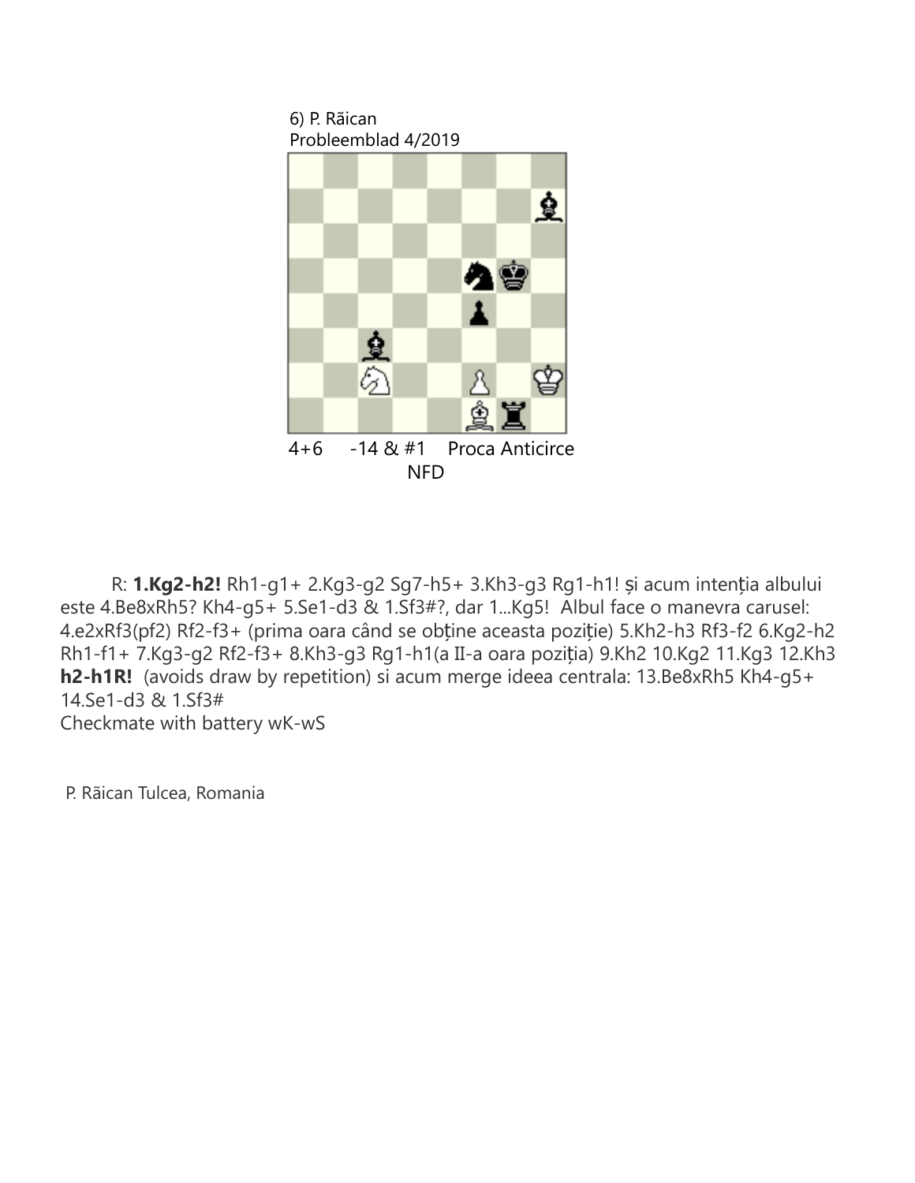6) P. Rãican
Probleemblad 4/2019

4+6 -14 & #1 Proca Anticirce
NFD

R: **1.Kg2-h2!** Rh1-g1+ 2.Kg3-g2 Sg7-h5+ 3.Kh3-g3 Rg1-h1! și acum intenția albului este 4.Be8xRh5? Kh4-g5+ 5.Se1-d3 & 1.Sf3#?, dar 1...Kg5! Albul face o manevra carusel: 4.e2xRf3(pf2) Rf2-f3+ (prima oara când se obține aceasta poziție) 5.Kh2-h3 Rf3-f2 6.Kg2-h2 Rh1-f1+ 7.Kg3-g2 Rf2-f3+ 8.Kh3-g3 Rg1-h1(a II-a oara poziția) 9.Kh2 10.Kg2 11.Kg3 12.Kh3 **h2-h1R!** (avoids draw by repetition) si acum merge ideea centrala: 13.Be8xRh5 Kh4-g5+ 14.Se1-d3 & 1.Sf3#

Checkmate with battery wK-wS

P. Rãican Tulcea, Romania